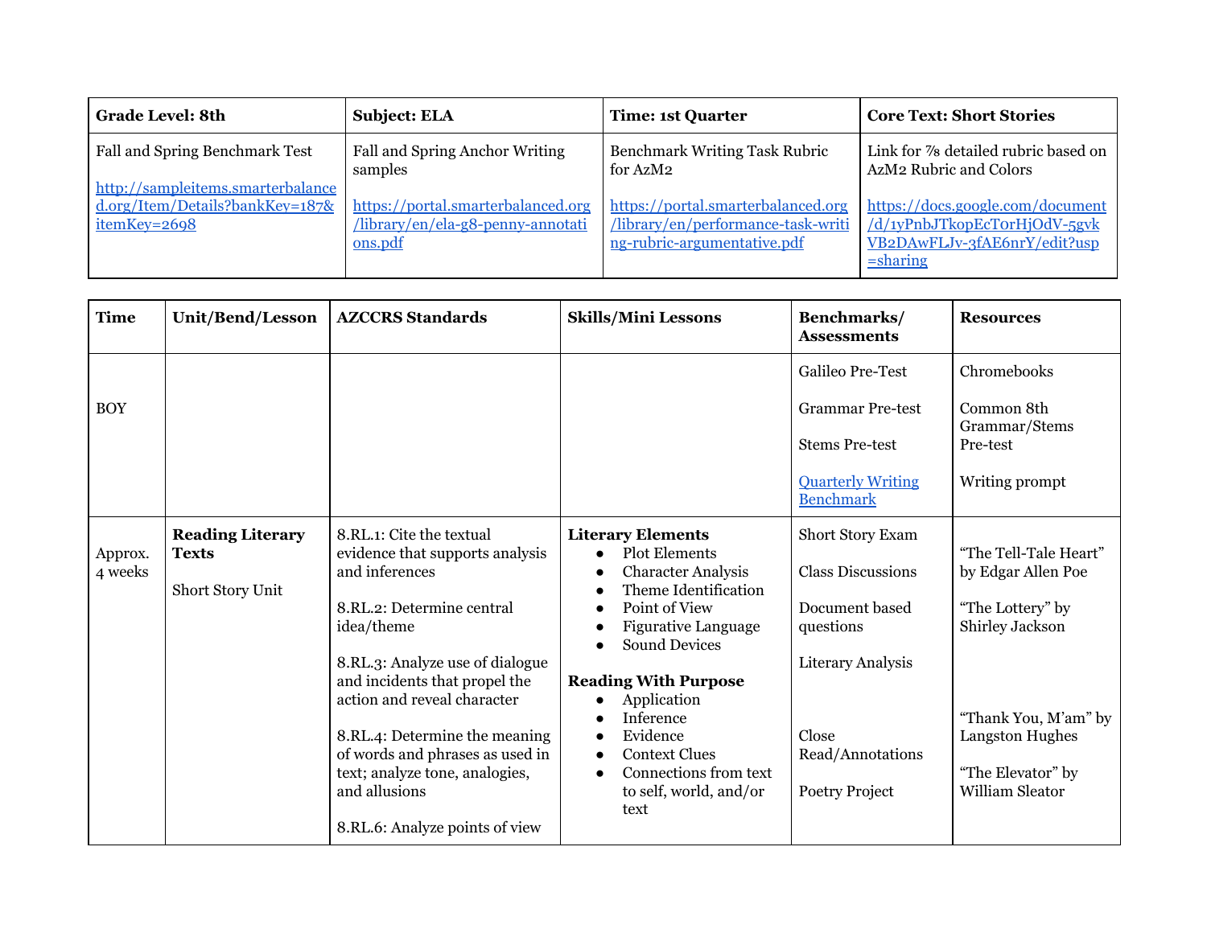| Grade Level: 8th | Subject: ELA | Time: 1st Quarter | Core Text: Short Stories |
|---|---|---|---|
| Fall and Spring Benchmark Test<br><br>http://sampleitems.smarterbalanced.org/Item/Details?bankKey=187&itemKey=2698 | Fall and Spring Anchor Writing samples<br><br>https://portal.smarterbalanced.org/library/en/ela-g8-penny-annotations.pdf | Benchmark Writing Task Rubric for AzM2<br><br>https://portal.smarterbalanced.org/library/en/performance-task-writing-rubric-argumentative.pdf | Link for 7/8 detailed rubric based on AzM2 Rubric and Colors<br><br>https://docs.google.com/document/d/1yPnbJTkopEcTorHjOdV-5gvkVB2DAwFLJv-3fAE6nrY/edit?usp=sharing |

| Time | Unit/Bend/Lesson | AZCCRS Standards | Skills/Mini Lessons | Benchmarks/ Assessments | Resources |
|---|---|---|---|---|---|
| BOY | | | | Galileo Pre-Test<br><br>Grammar Pre-test<br><br>Stems Pre-test<br><br>Quarterly Writing Benchmark | Chromebooks<br><br>Common 8th Grammar/Stems Pre-test<br><br>Writing prompt |
| Approx. 4 weeks | **Reading Literary Texts**<br><br>Short Story Unit | 8.RL.1: Cite the textual evidence that supports analysis and inferences<br><br>8.RL.2: Determine central idea/theme<br><br>8.RL.3: Analyze use of dialogue and incidents that propel the action and reveal character<br><br>8.RL.4: Determine the meaning of words and phrases as used in text; analyze tone, analogies, and allusions<br><br>8.RL.6: Analyze points of view | **Literary Elements**<br>● Plot Elements<br>● Character Analysis<br>● Theme Identification<br>● Point of View<br>● Figurative Language<br>● Sound Devices<br><br>**Reading With Purpose**<br>● Application<br>● Inference<br>● Evidence<br>● Context Clues<br>● Connections from text to self, world, and/or text | Short Story Exam<br><br>Class Discussions<br><br>Document based questions<br><br>Literary Analysis<br><br>Close Read/Annotations<br><br>Poetry Project | "The Tell-Tale Heart" by Edgar Allen Poe<br><br>"The Lottery" by Shirley Jackson<br><br>"Thank You, M'am" by Langston Hughes<br><br>"The Elevator" by William Sleator |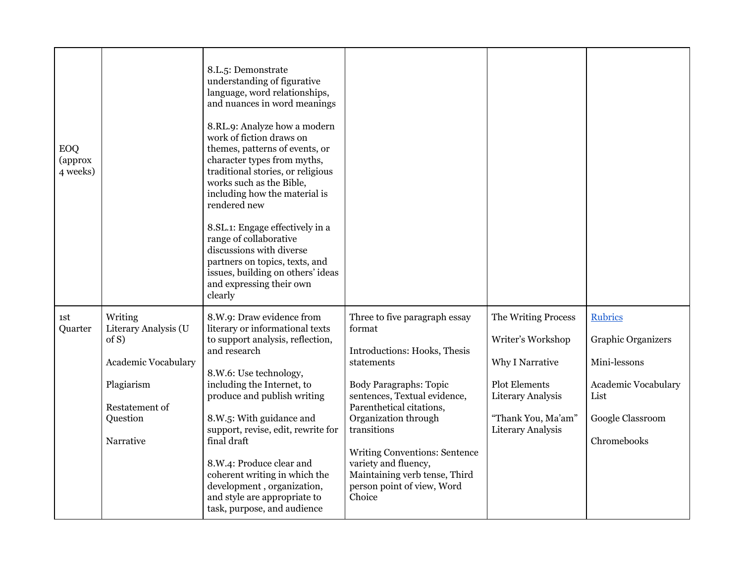| | | | | | |
|---|---|---|---|---|---|
| EOQ (approx 4 weeks) | | 8.L.5: Demonstrate understanding of figurative language, word relationships, and nuances in word meanings<br><br>8.RL.9: Analyze how a modern work of fiction draws on themes, patterns of events, or character types from myths, traditional stories, or religious works such as the Bible, including how the material is rendered new<br><br>8.SL.1: Engage effectively in a range of collaborative discussions with diverse partners on topics, texts, and issues, building on others' ideas and expressing their own clearly | | | |
| 1st Quarter | Writing<br>Literary Analysis (U of S)<br><br>Academic Vocabulary<br><br>Plagiarism<br><br>Restatement of Question<br><br>Narrative | 8.W.9: Draw evidence from literary or informational texts to support analysis, reflection, and research<br><br>8.W.6: Use technology, including the Internet, to produce and publish writing<br><br>8.W.5: With guidance and support, revise, edit, rewrite for final draft<br><br>8.W.4: Produce clear and coherent writing in which the development , organization, and style are appropriate to task, purpose, and audience | Three to five paragraph essay format<br><br>Introductions: Hooks, Thesis statements<br><br>Body Paragraphs: Topic sentences, Textual evidence, Parenthetical citations, Organization through transitions<br><br>Writing Conventions: Sentence variety and fluency, Maintaining verb tense, Third person point of view, Word Choice | The Writing Process<br><br>Writer's Workshop<br><br>Why I Narrative<br><br>Plot Elements Literary Analysis<br><br>"Thank You, Ma'am" Literary Analysis | [Rubrics]()<br><br>Graphic Organizers<br><br>Mini-lessons<br><br>Academic Vocabulary List<br><br>Google Classroom<br><br>Chromebooks |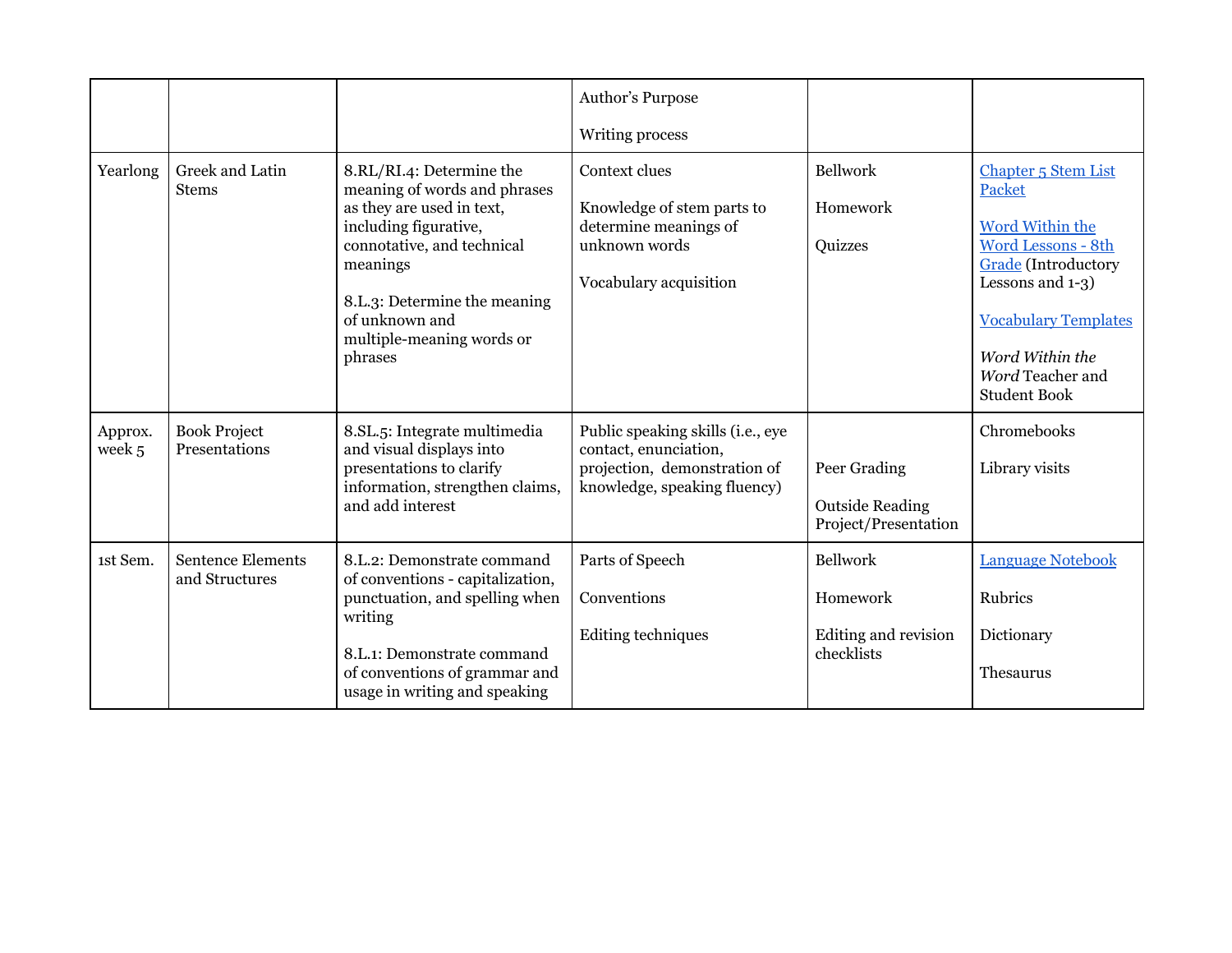| | | | | | |
|---|---|---|---|---|---|
| | | | Author's Purpose<br><br>Writing process | | |
| Yearlong | Greek and Latin Stems | 8.RL/RI.4: Determine the meaning of words and phrases as they are used in text, including figurative, connotative, and technical meanings<br><br>8.L.3: Determine the meaning of unknown and multiple-meaning words or phrases | Context clues<br><br>Knowledge of stem parts to determine meanings of unknown words<br><br>Vocabulary acquisition | Bellwork<br><br>Homework<br><br>Quizzes | Chapter 5 Stem List Packet<br><br>Word Within the Word Lessons - 8th Grade (Introductory Lessons and 1-3)<br><br>Vocabulary Templates<br><br>*Word Within the Word* Teacher and Student Book |
| Approx. week 5 | Book Project Presentations | 8.SL.5: Integrate multimedia and visual displays into presentations to clarify information, strengthen claims, and add interest | Public speaking skills (i.e., eye contact, enunciation, projection, demonstration of knowledge, speaking fluency) | Peer Grading<br><br>Outside Reading Project/Presentation | Chromebooks<br><br>Library visits |
| 1st Sem. | Sentence Elements and Structures | 8.L.2: Demonstrate command of conventions - capitalization, punctuation, and spelling when writing<br><br>8.L.1: Demonstrate command of conventions of grammar and usage in writing and speaking | Parts of Speech<br><br>Conventions<br><br>Editing techniques | Bellwork<br><br>Homework<br><br>Editing and revision checklists | Language Notebook<br><br>Rubrics<br><br>Dictionary<br><br>Thesaurus |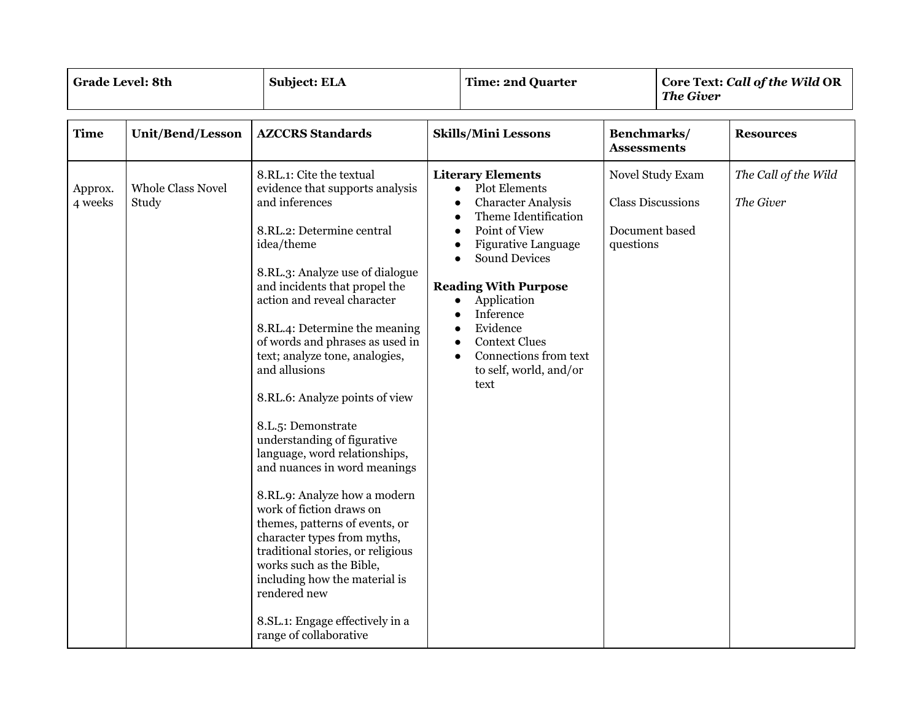| Grade Level: 8th | Subject: ELA | Time: 2nd Quarter | Core Text: *Call of the Wild* OR *The Giver* |
|---|---|---|---|

| Time | Unit/Bend/Lesson | AZCCRS Standards | Skills/Mini Lessons | Benchmarks/ Assessments | Resources |
|---|---|---|---|---|---|
| Approx. 4 weeks | Whole Class Novel Study | 8.RL.1: Cite the textual evidence that supports analysis and inferences<br><br>8.RL.2: Determine central idea/theme<br><br>8.RL.3: Analyze use of dialogue and incidents that propel the action and reveal character<br><br>8.RL.4: Determine the meaning of words and phrases as used in text; analyze tone, analogies, and allusions<br><br>8.RL.6: Analyze points of view<br><br>8.L.5: Demonstrate understanding of figurative language, word relationships, and nuances in word meanings<br><br>8.RL.9: Analyze how a modern work of fiction draws on themes, patterns of events, or character types from myths, traditional stories, or religious works such as the Bible, including how the material is rendered new<br><br>8.SL.1: Engage effectively in a range of collaborative | **Literary Elements**<br>• Plot Elements<br>• Character Analysis<br>• Theme Identification<br>• Point of View<br>• Figurative Language<br>• Sound Devices<br><br>**Reading With Purpose**<br>• Application<br>• Inference<br>• Evidence<br>• Context Clues<br>• Connections from text to self, world, and/or text | Novel Study Exam<br><br>Class Discussions<br><br>Document based questions | *The Call of the Wild*<br><br>*The Giver* |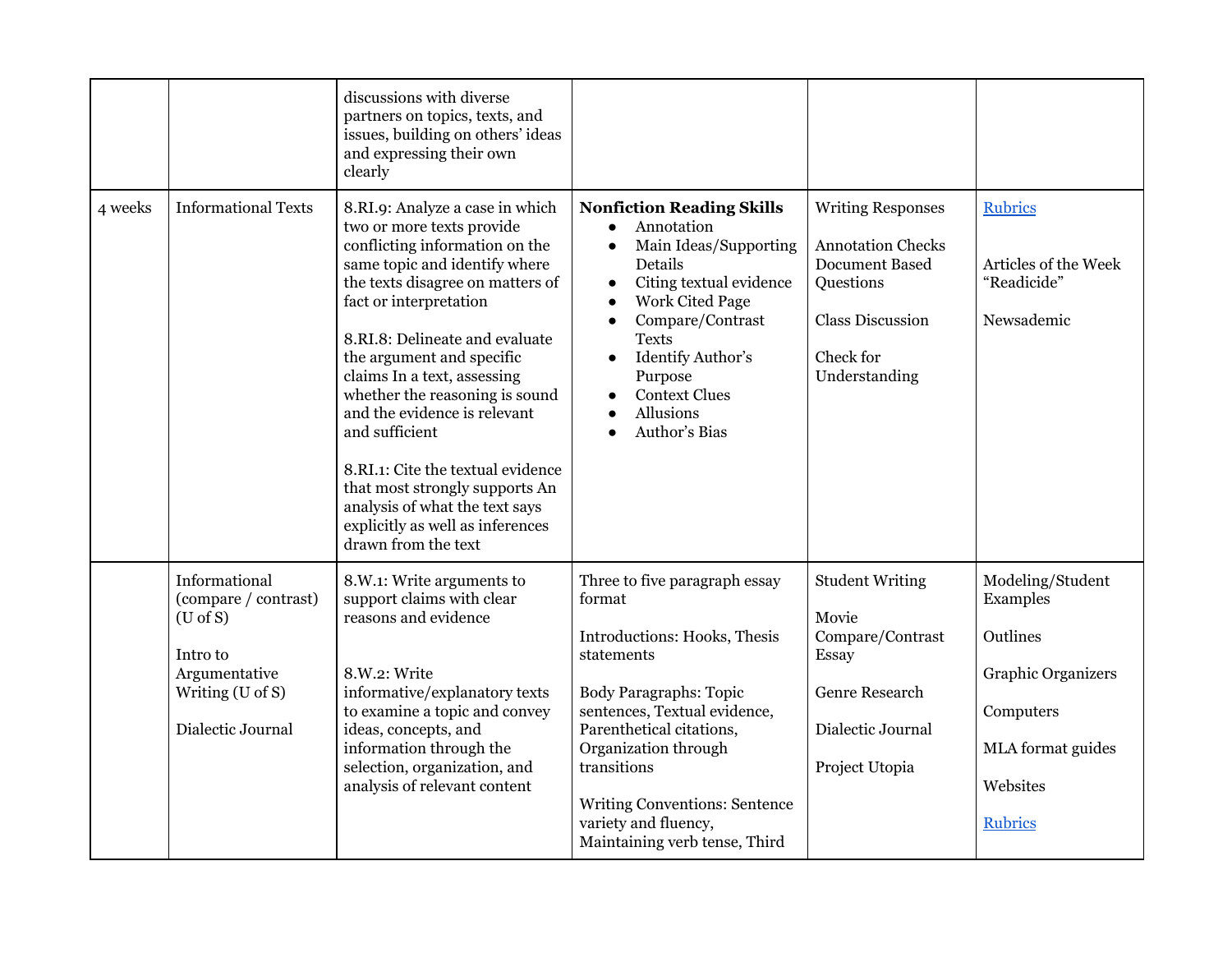| | | | | | |
|---|---|---|---|---|---|
| | | discussions with diverse partners on topics, texts, and issues, building on others' ideas and expressing their own clearly | | | |
| 4 weeks | Informational Texts | 8.RI.9: Analyze a case in which two or more texts provide conflicting information on the same topic and identify where the texts disagree on matters of fact or interpretation<br><br>8.RI.8: Delineate and evaluate the argument and specific claims In a text, assessing whether the reasoning is sound and the evidence is relevant and sufficient<br><br>8.RI.1: Cite the textual evidence that most strongly supports An analysis of what the text says explicitly as well as inferences drawn from the text | **Nonfiction Reading Skills**<br>• Annotation<br>• Main Ideas/Supporting Details<br>• Citing textual evidence<br>• Work Cited Page<br>• Compare/Contrast Texts<br>• Identify Author's Purpose<br>• Context Clues<br>• Allusions<br>• Author's Bias | Writing Responses<br><br>Annotation Checks<br>Document Based Questions<br><br>Class Discussion<br><br>Check for Understanding | Rubrics<br><br>Articles of the Week<br>"Readicide"<br><br>Newsademic |
| | Informational (compare / contrast) (U of S)<br><br>Intro to Argumentative Writing (U of S)<br><br>Dialectic Journal | 8.W.1: Write arguments to support claims with clear reasons and evidence<br><br>8.W.2: Write informative/explanatory texts to examine a topic and convey ideas, concepts, and information through the selection, organization, and analysis of relevant content | Three to five paragraph essay format<br><br>Introductions: Hooks, Thesis statements<br><br>Body Paragraphs: Topic sentences, Textual evidence, Parenthetical citations, Organization through transitions<br><br>Writing Conventions: Sentence variety and fluency, Maintaining verb tense, Third | Student Writing<br><br>Movie Compare/Contrast Essay<br><br>Genre Research<br><br>Dialectic Journal<br><br>Project Utopia | Modeling/Student Examples<br><br>Outlines<br><br>Graphic Organizers<br><br>Computers<br><br>MLA format guides<br><br>Websites<br><br>Rubrics |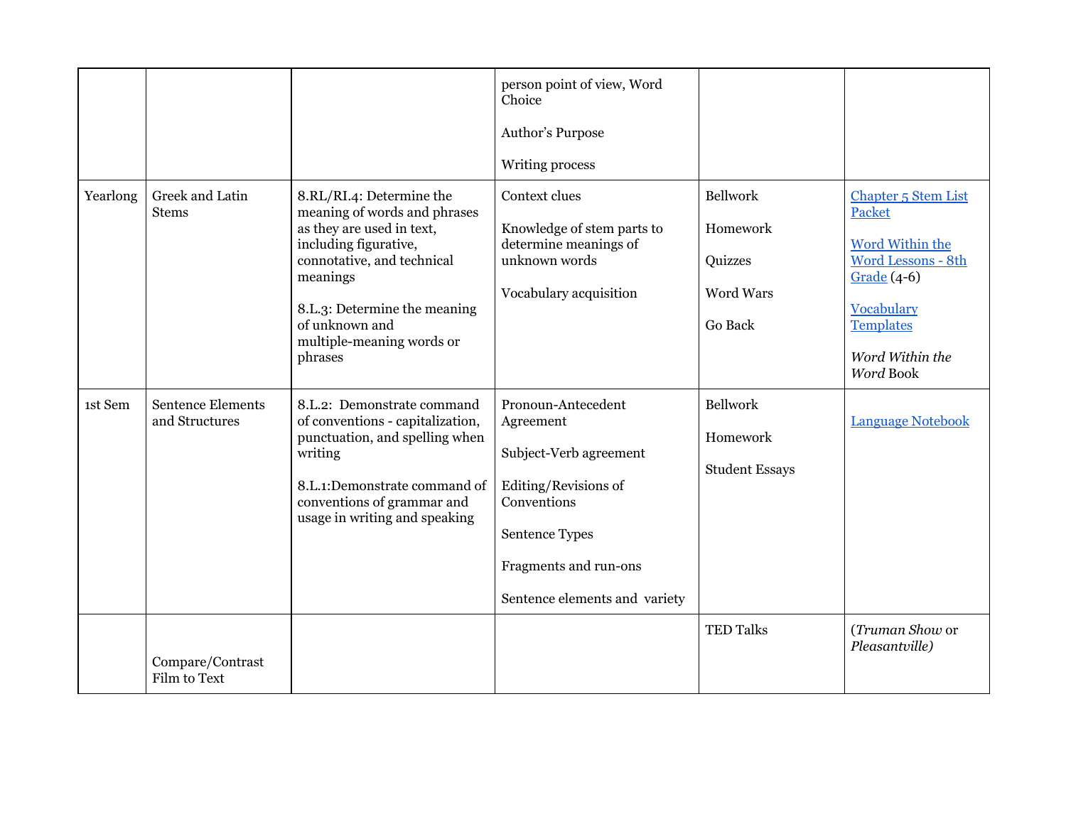| | | | | | |
|---|---|---|---|---|---|
| | | | person point of view, Word Choice<br><br>Author's Purpose<br><br>Writing process | | |
| Yearlong | Greek and Latin Stems | 8.RL/RI.4: Determine the meaning of words and phrases as they are used in text, including figurative, connotative, and technical meanings<br><br>8.L.3: Determine the meaning of unknown and multiple-meaning words or phrases | Context clues<br><br>Knowledge of stem parts to determine meanings of unknown words<br><br>Vocabulary acquisition | Bellwork<br><br>Homework<br><br>Quizzes<br><br>Word Wars<br><br>Go Back | Chapter 5 Stem List Packet<br><br>Word Within the Word Lessons - 8th Grade (4-6)<br><br>Vocabulary Templates<br><br>*Word Within the Word* Book |
| 1st Sem | Sentence Elements and Structures | 8.L.2: Demonstrate command of conventions - capitalization, punctuation, and spelling when writing<br><br>8.L.1:Demonstrate command of conventions of grammar and usage in writing and speaking | Pronoun-Antecedent Agreement<br><br>Subject-Verb agreement<br><br>Editing/Revisions of Conventions<br><br>Sentence Types<br><br>Fragments and run-ons<br><br>Sentence elements and variety | Bellwork<br><br>Homework<br><br>Student Essays | Language Notebook |
| | Compare/Contrast Film to Text | | | TED Talks | (*Truman Show* or *Pleasantville)* |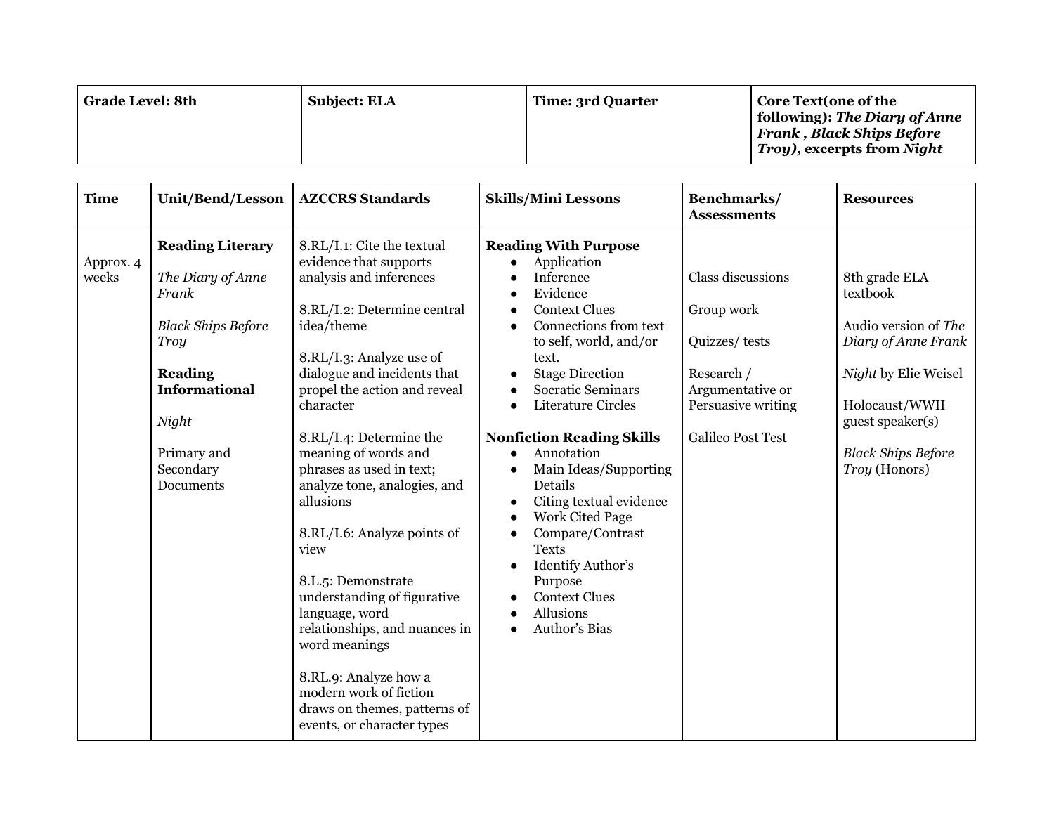| **Grade Level: 8th** | **Subject: ELA** | **Time: 3rd Quarter** | **Core Text(one of the following): *The Diary of Anne Frank* , *Black Ships Before Troy*), excerpts from *Night*** |
|---|---|---|---|

| **Time** | **Unit/Bend/Lesson** | **AZCCRS Standards** | **Skills/Mini Lessons** | **Benchmarks/ Assessments** | **Resources** |
|---|---|---|---|---|---|
| Approx. 4 weeks | **Reading Literary**<br><br>*The Diary of Anne Frank*<br><br>*Black Ships Before Troy*<br><br>**Reading Informational**<br><br>*Night*<br><br>Primary and Secondary Documents | 8.RL/I.1: Cite the textual evidence that supports analysis and inferences<br><br>8.RL/I.2: Determine central idea/theme<br><br>8.RL/I.3: Analyze use of dialogue and incidents that propel the action and reveal character<br><br>8.RL/I.4: Determine the meaning of words and phrases as used in text; analyze tone, analogies, and allusions<br><br>8.RL/I.6: Analyze points of view<br><br>8.L.5: Demonstrate understanding of figurative language, word relationships, and nuances in word meanings<br><br>8.RL.9: Analyze how a modern work of fiction draws on themes, patterns of events, or character types | **Reading With Purpose**<br>• Application<br>• Inference<br>• Evidence<br>• Context Clues<br>• Connections from text to self, world, and/or text.<br>• Stage Direction<br>• Socratic Seminars<br>• Literature Circles<br><br>**Nonfiction Reading Skills**<br>• Annotation<br>• Main Ideas/Supporting Details<br>• Citing textual evidence<br>• Work Cited Page<br>• Compare/Contrast Texts<br>• Identify Author's Purpose<br>• Context Clues<br>• Allusions<br>• Author's Bias | Class discussions<br><br>Group work<br><br>Quizzes/ tests<br><br>Research / Argumentative or Persuasive writing<br><br>Galileo Post Test | 8th grade ELA textbook<br><br>Audio version of *The Diary of Anne Frank*<br><br>*Night* by Elie Weisel<br><br>Holocaust/WWII guest speaker(s)<br><br>*Black Ships Before Troy* (Honors) |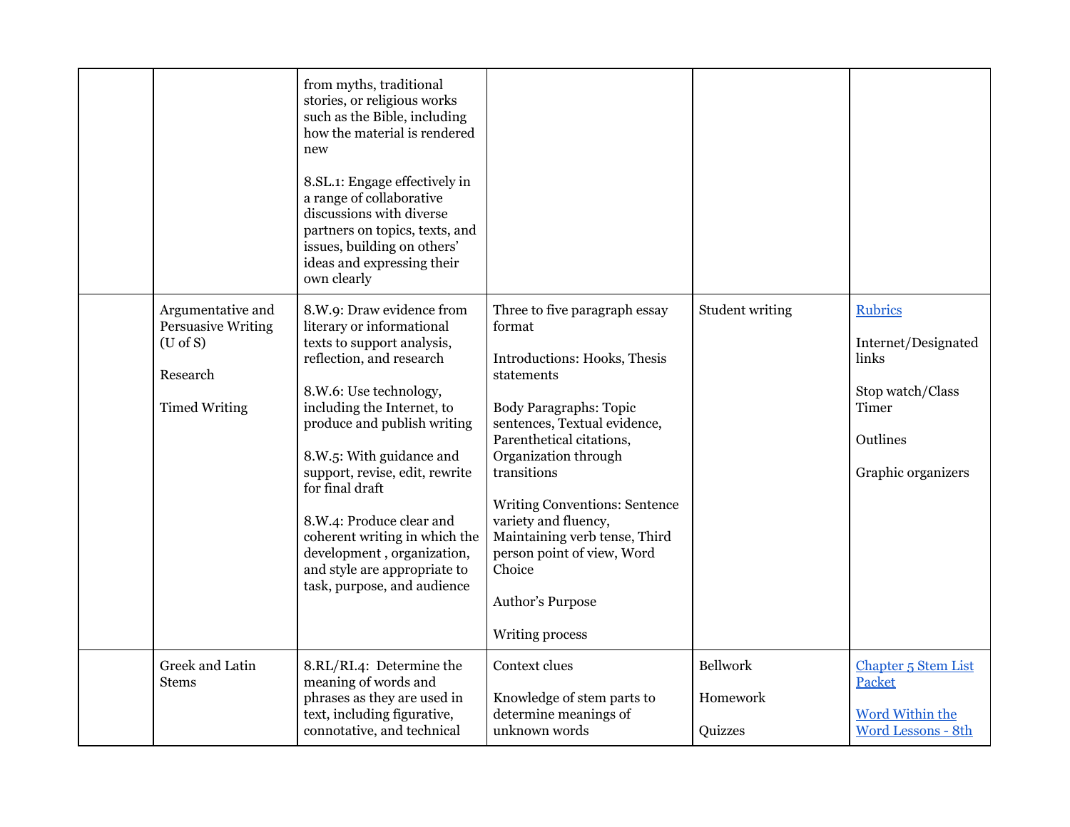| | | | | | |
|---|---|---|---|---|---|
| | | from myths, traditional stories, or religious works such as the Bible, including how the material is rendered new<br><br>8.SL.1: Engage effectively in a range of collaborative discussions with diverse partners on topics, texts, and issues, building on others' ideas and expressing their own clearly | | | |
| | Argumentative and Persuasive Writing (U of S)<br><br>Research<br><br>Timed Writing | 8.W.9: Draw evidence from literary or informational texts to support analysis, reflection, and research<br><br>8.W.6: Use technology, including the Internet, to produce and publish writing<br><br>8.W.5: With guidance and support, revise, edit, rewrite for final draft<br><br>8.W.4: Produce clear and coherent writing in which the development , organization, and style are appropriate to task, purpose, and audience | Three to five paragraph essay format<br><br>Introductions: Hooks, Thesis statements<br><br>Body Paragraphs: Topic sentences, Textual evidence, Parenthetical citations, Organization through transitions<br><br>Writing Conventions: Sentence variety and fluency, Maintaining verb tense, Third person point of view, Word Choice<br><br>Author's Purpose<br><br>Writing process | Student writing | Rubrics<br><br>Internet/Designated links<br><br>Stop watch/Class Timer<br><br>Outlines<br><br>Graphic organizers |
| | Greek and Latin Stems | 8.RL/RI.4: Determine the meaning of words and phrases as they are used in text, including figurative, connotative, and technical | Context clues<br><br>Knowledge of stem parts to determine meanings of unknown words | Bellwork<br><br>Homework<br><br>Quizzes | Chapter 5 Stem List Packet<br><br>Word Within the Word Lessons - 8th |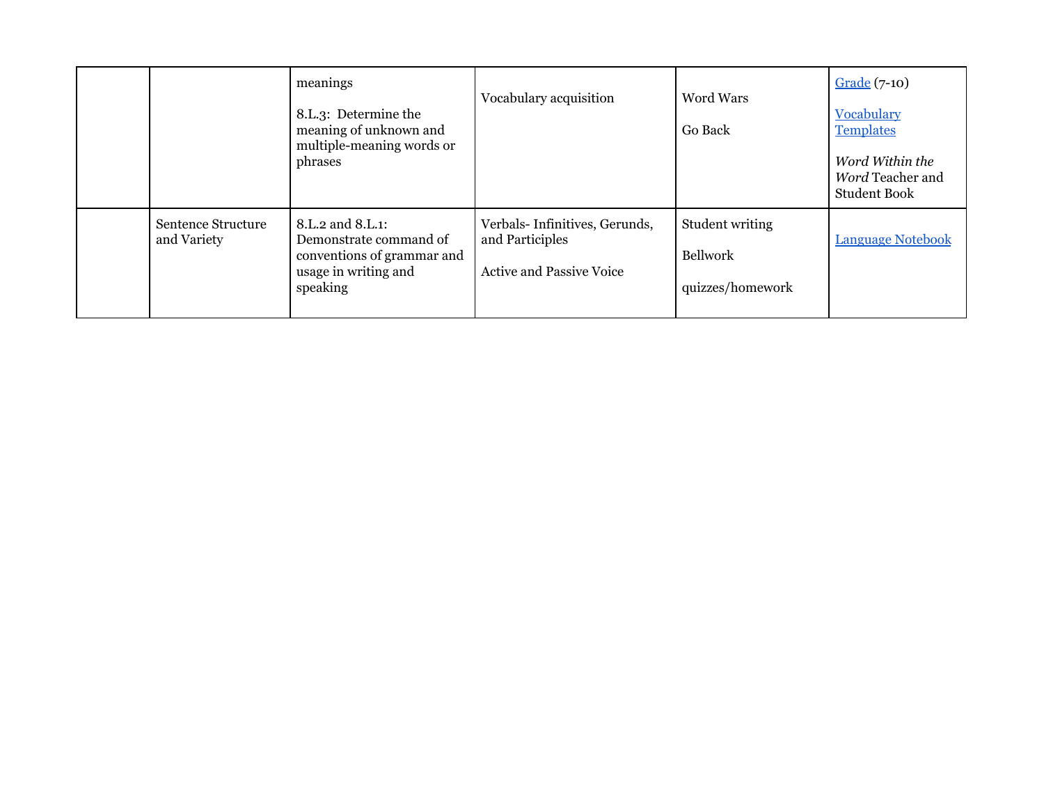| | | | | | |
|---|---|---|---|---|---|
| | | meanings<br><br>8.L.3: Determine the meaning of unknown and multiple-meaning words or phrases | Vocabulary acquisition | Word Wars<br><br>Go Back | Grade (7-10)<br><br>Vocabulary Templates<br><br>*Word Within the Word* Teacher and Student Book |
| | Sentence Structure and Variety | 8.L.2 and 8.L.1: Demonstrate command of conventions of grammar and usage in writing and speaking | Verbals- Infinitives, Gerunds, and Participles<br><br>Active and Passive Voice | Student writing<br><br>Bellwork<br><br>quizzes/homework | Language Notebook |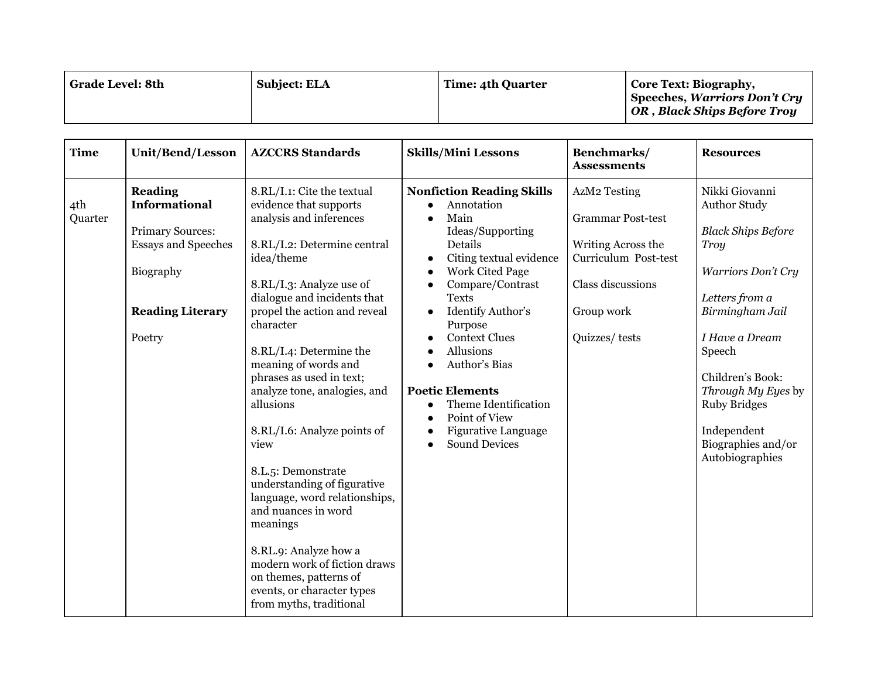| **Grade Level: 8th** | **Subject: ELA** | **Time: 4th Quarter** | **Core Text: Biography, Speeches, *Warriors Don't Cry OR , Black Ships Before Troy*** |
|---|---|---|---|

| **Time** | **Unit/Bend/Lesson** | **AZCCRS Standards** | **Skills/Mini Lessons** | **Benchmarks/ Assessments** | **Resources** |
|---|---|---|---|---|---|
| 4th Quarter | **Reading Informational**<br><br>Primary Sources: Essays and Speeches<br><br>Biography<br><br>**Reading Literary**<br><br>Poetry | 8.RL/I.1: Cite the textual evidence that supports analysis and inferences<br><br>8.RL/I.2: Determine central idea/theme<br><br>8.RL/I.3: Analyze use of dialogue and incidents that propel the action and reveal character<br><br>8.RL/I.4: Determine the meaning of words and phrases as used in text; analyze tone, analogies, and allusions<br><br>8.RL/I.6: Analyze points of view<br><br>8.L.5: Demonstrate understanding of figurative language, word relationships, and nuances in word meanings<br><br>8.RL.9: Analyze how a modern work of fiction draws on themes, patterns of events, or character types from myths, traditional | **Nonfiction Reading Skills**<br>• Annotation<br>• Main Ideas/Supporting Details<br>• Citing textual evidence<br>• Work Cited Page<br>• Compare/Contrast Texts<br>• Identify Author's Purpose<br>• Context Clues<br>• Allusions<br>• Author's Bias<br><br>**Poetic Elements**<br>• Theme Identification<br>• Point of View<br>• Figurative Language<br>• Sound Devices | AzM2 Testing<br><br>Grammar Post-test<br><br>Writing Across the Curriculum Post-test<br><br>Class discussions<br><br>Group work<br><br>Quizzes/ tests | Nikki Giovanni Author Study<br><br>*Black Ships Before Troy*<br><br>*Warriors Don't Cry*<br><br>*Letters from a Birmingham Jail*<br><br>*I Have a Dream* Speech<br><br>Children's Book: *Through My Eyes* by Ruby Bridges<br><br>Independent Biographies and/or Autobiographies |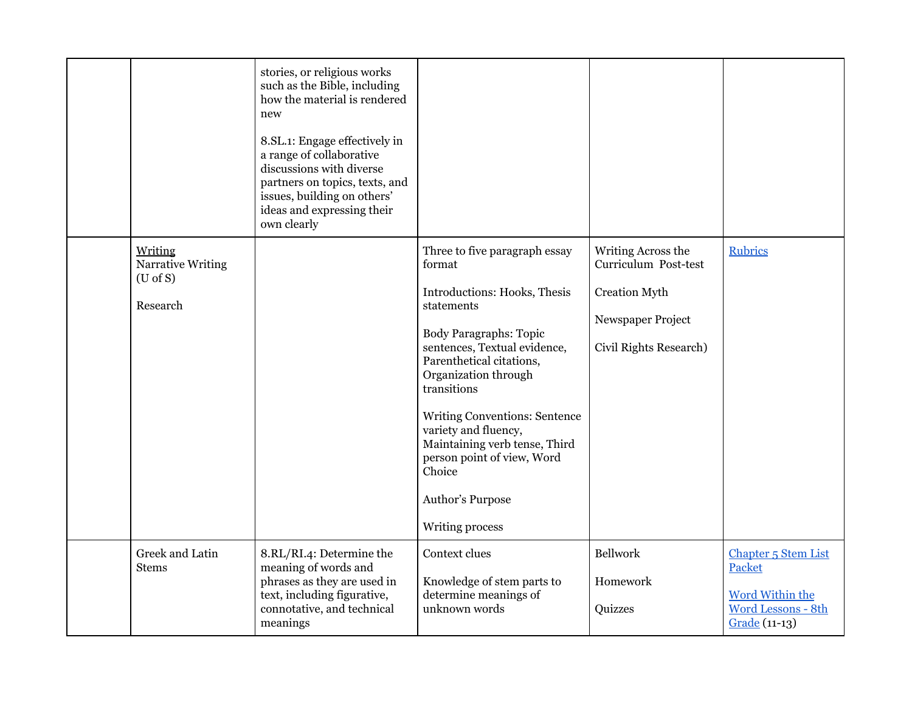| | | | | | |
|---|---|---|---|---|---|
| | | stories, or religious works such as the Bible, including how the material is rendered new<br><br>8.SL.1: Engage effectively in a range of collaborative discussions with diverse partners on topics, texts, and issues, building on others' ideas and expressing their own clearly | | | |
| | Writing<br>Narrative Writing (U of S)<br><br>Research | | Three to five paragraph essay format<br><br>Introductions: Hooks, Thesis statements<br><br>Body Paragraphs: Topic sentences, Textual evidence, Parenthetical citations, Organization through transitions<br><br>Writing Conventions: Sentence variety and fluency, Maintaining verb tense, Third person point of view, Word Choice<br><br>Author's Purpose<br><br>Writing process | Writing Across the Curriculum Post-test<br><br>Creation Myth<br><br>Newspaper Project<br><br>Civil Rights Research) | Rubrics |
| | Greek and Latin Stems | 8.RL/RI.4: Determine the meaning of words and phrases as they are used in text, including figurative, connotative, and technical meanings | Context clues<br><br>Knowledge of stem parts to determine meanings of unknown words | Bellwork<br><br>Homework<br><br>Quizzes | Chapter 5 Stem List Packet<br><br>Word Within the Word Lessons - 8th Grade (11-13) |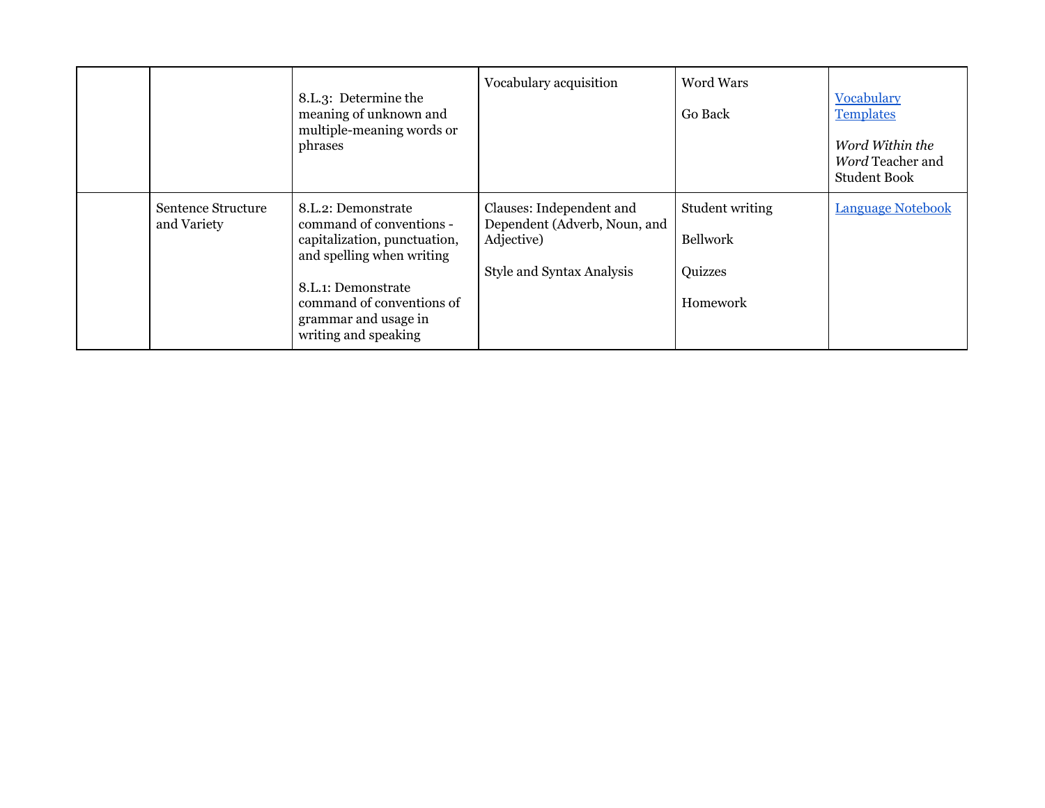| | | | | | |
|---|---|---|---|---|---|
| | | 8.L.3: Determine the meaning of unknown and multiple-meaning words or phrases | Vocabulary acquisition | Word Wars<br><br>Go Back | Vocabulary Templates<br><br>*Word Within the Word* Teacher and Student Book |
| | Sentence Structure and Variety | 8.L.2: Demonstrate command of conventions - capitalization, punctuation, and spelling when writing<br><br>8.L.1: Demonstrate command of conventions of grammar and usage in writing and speaking | Clauses: Independent and Dependent (Adverb, Noun, and Adjective)<br><br>Style and Syntax Analysis | Student writing<br><br>Bellwork<br><br>Quizzes<br><br>Homework | Language Notebook |